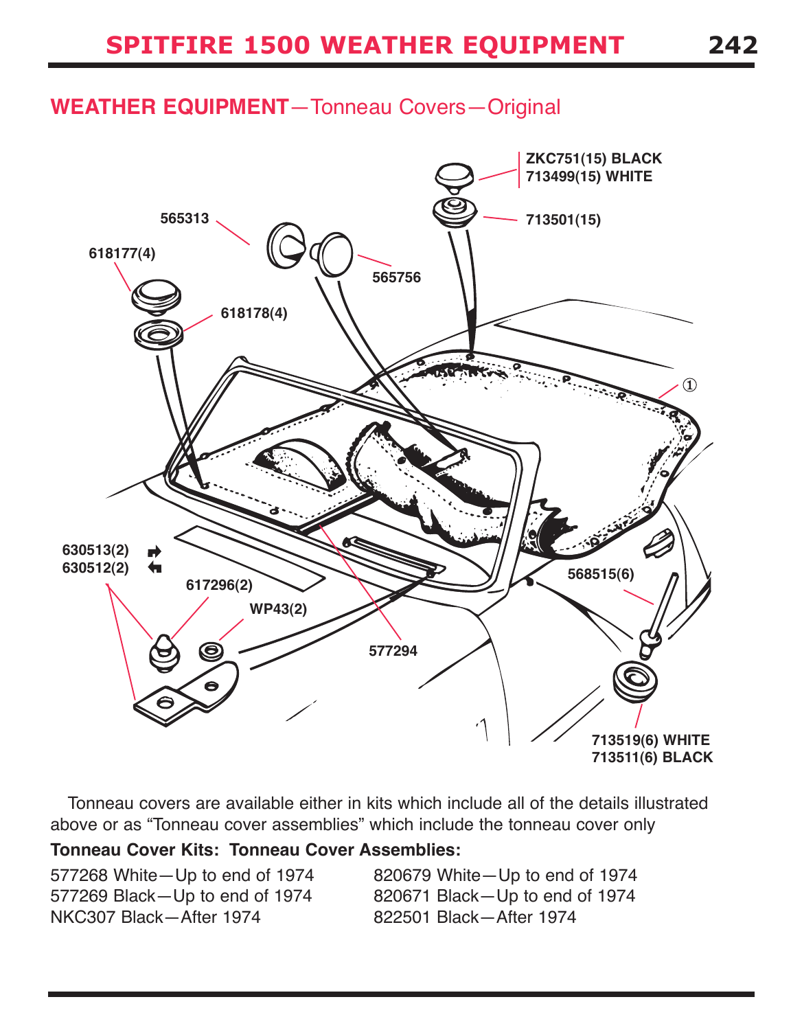# SPITFIRE 1500 WEATHER EQUIPMENT

## WEATHER EQUIPMENT—Tonneau Covers—Original

ZKC751(15) BLACK
713499(15) WHITE
713501(15)
565313
565756
618177(4)
618178(4)
①
630513(2)
630512(2)
617296(2)
WP43(2)
577294
568515(6)
713519(6) WHITE
713511(6) BLACK

Tonneau covers are available either in kits which include all of the details illustrated above or as "Tonneau cover assemblies" which include the tonneau cover only

| **Tonneau Cover Kits:** | **Tonneau Cover Assemblies:** |
|---|---|
| 577268 White—Up to end of 1974 | 820679 White—Up to end of 1974 |
| 577269 Black—Up to end of 1974 | 820671 Black—Up to end of 1974 |
| NKC307 Black—After 1974 | 822501 Black—After 1974 |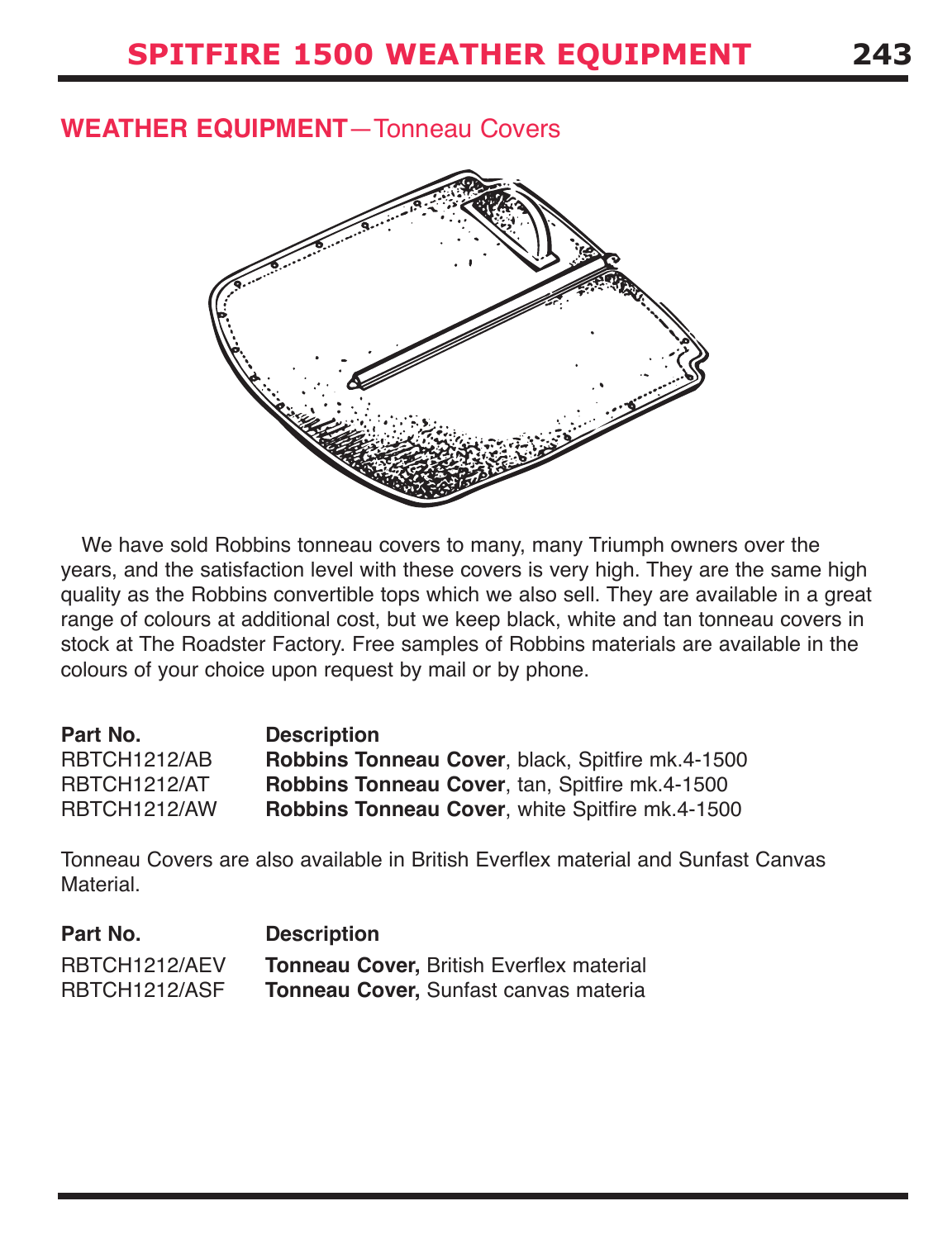## WEATHER EQUIPMENT—Tonneau Covers

We have sold Robbins tonneau covers to many, many Triumph owners over the years, and the satisfaction level with these covers is very high. They are the same high quality as the Robbins convertible tops which we also sell. They are available in a great range of colours at additional cost, but we keep black, white and tan tonneau covers in stock at The Roadster Factory. Free samples of Robbins materials are available in the colours of your choice upon request by mail or by phone.

| Part No. | Description |
|---|---|
| RBTCH1212/AB | **Robbins Tonneau Cover**, black, Spitfire mk.4-1500 |
| RBTCH1212/AT | **Robbins Tonneau Cover**, tan, Spitfire mk.4-1500 |
| RBTCH1212/AW | **Robbins Tonneau Cover**, white Spitfire mk.4-1500 |

Tonneau Covers are also available in British Everflex material and Sunfast Canvas Material.

| Part No. | Description |
|---|---|
| RBTCH1212/AEV | **Tonneau Cover,** British Everflex material |
| RBTCH1212/ASF | **Tonneau Cover,** Sunfast canvas materia |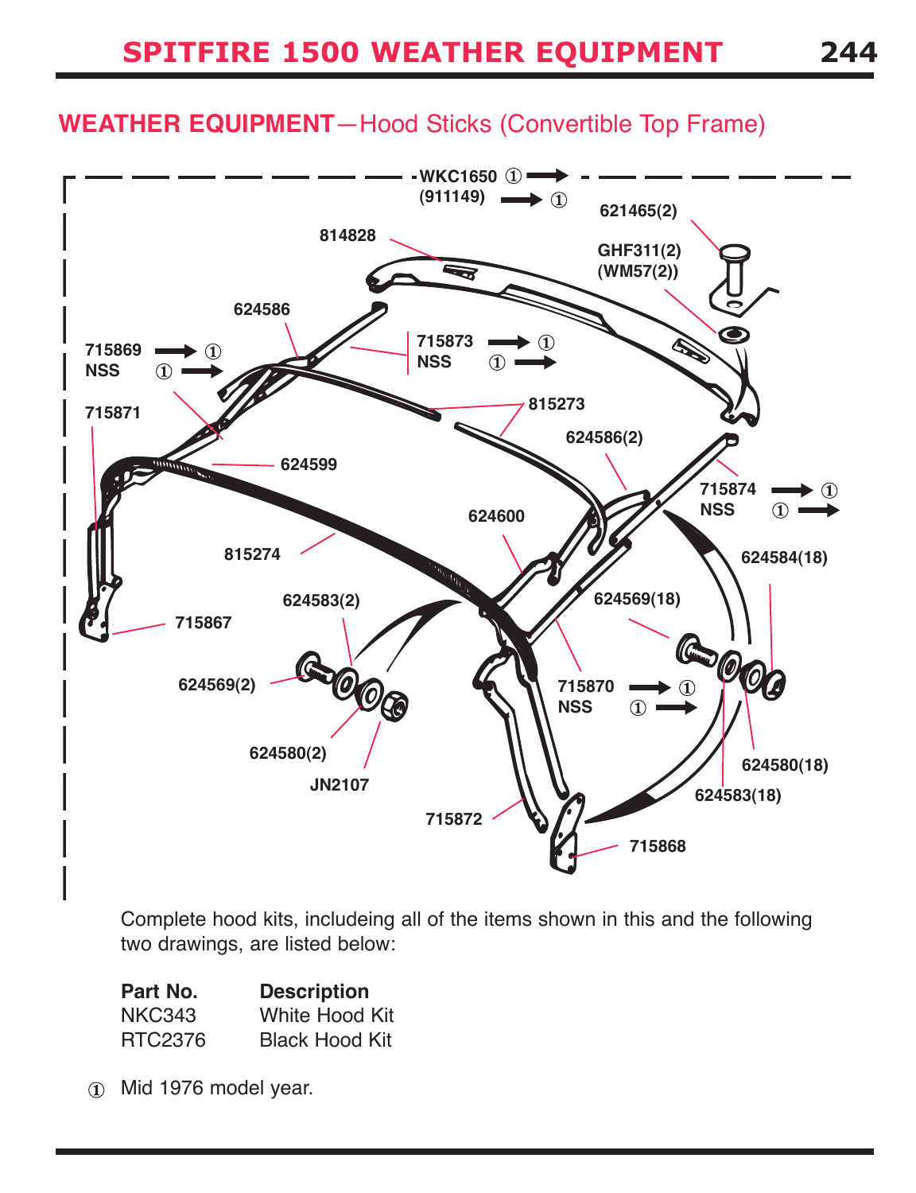## WEATHER EQUIPMENT—Hood Sticks (Convertible Top Frame)

WKC1650 ① →
(911149) → ①
621465(2)
814828
GHF311(2)
(WM57(2))
624586
715869 → ①
NSS ① →
715873 → ①
NSS ① →
715871
815273
624586(2)
624599
715874 → ①
NSS ① →
624600
624584(18)
815274
624583(2)
624569(18)
715867
624569(2)
715870 → ①
NSS ① →
624580(2)
JN2107
624580(18)
624583(18)
715872
715868

Complete hood kits, includeing all of the items shown in this and the following two drawings, are listed below:

| Part No. | Description |
|---|---|
| NKC343 | White Hood Kit |
| RTC2376 | Black Hood Kit |

① Mid 1976 model year.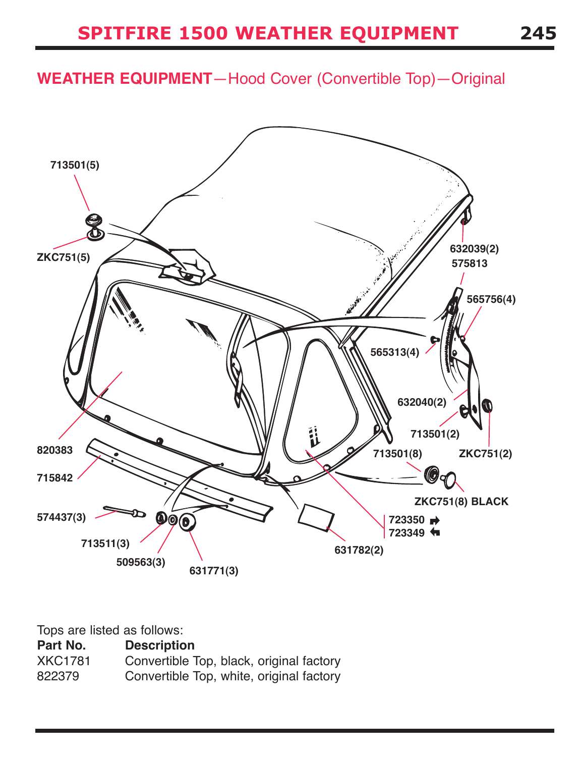## WEATHER EQUIPMENT—Hood Cover (Convertible Top)—Original

713501(5)
ZKC751(5)
632039(2)
575813
565756(4)
565313(4)
632040(2)
713501(2)
ZKC751(2)
713501(8)
ZKC751(8) BLACK
820383
715842
574437(3)
713511(3)
509563(3)
631771(3)
631782(2)
723350 ➡
723349 ⬅

Tops are listed as follows:

| Part No. | Description |
|---|---|
| XKC1781 | Convertible Top, black, original factory |
| 822379 | Convertible Top, white, original factory |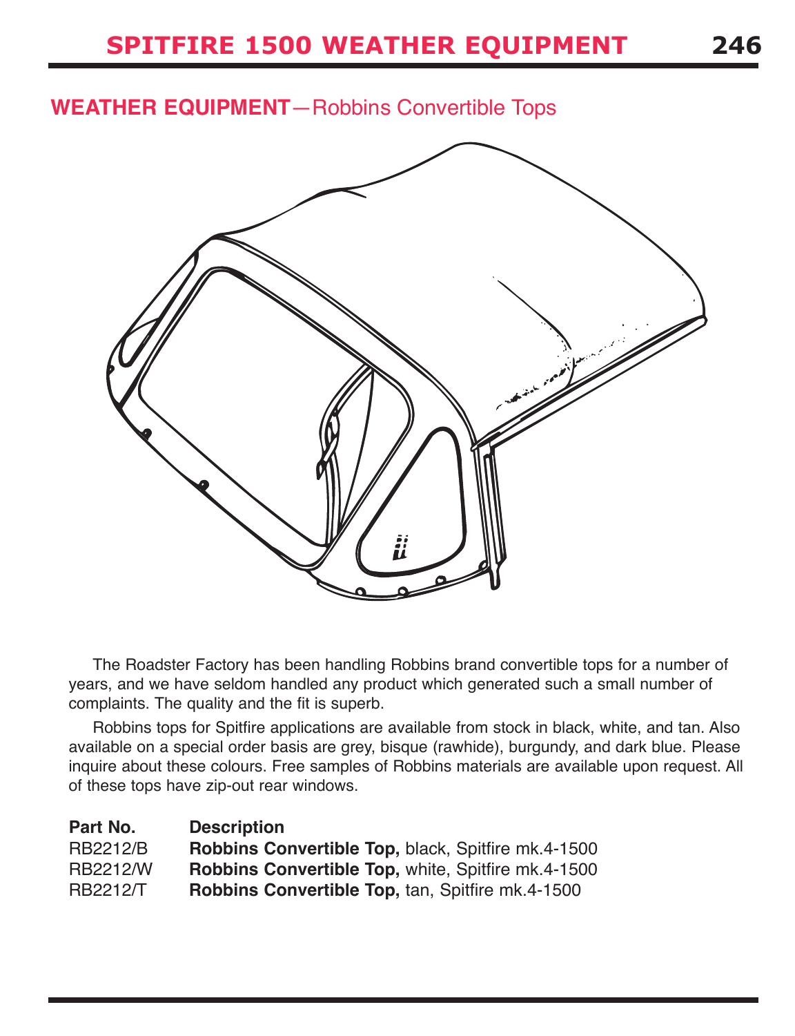# SPITFIRE 1500 WEATHER EQUIPMENT

## WEATHER EQUIPMENT—Robbins Convertible Tops

The Roadster Factory has been handling Robbins brand convertible tops for a number of years, and we have seldom handled any product which generated such a small number of complaints. The quality and the fit is superb.

Robbins tops for Spitfire applications are available from stock in black, white, and tan. Also available on a special order basis are grey, bisque (rawhide), burgundy, and dark blue. Please inquire about these colours. Free samples of Robbins materials are available upon request. All of these tops have zip-out rear windows.

| Part No. | Description |
| --- | --- |
| RB2212/B | **Robbins Convertible Top,** black, Spitfire mk.4-1500 |
| RB2212/W | **Robbins Convertible Top,** white, Spitfire mk.4-1500 |
| RB2212/T | **Robbins Convertible Top,** tan, Spitfire mk.4-1500 |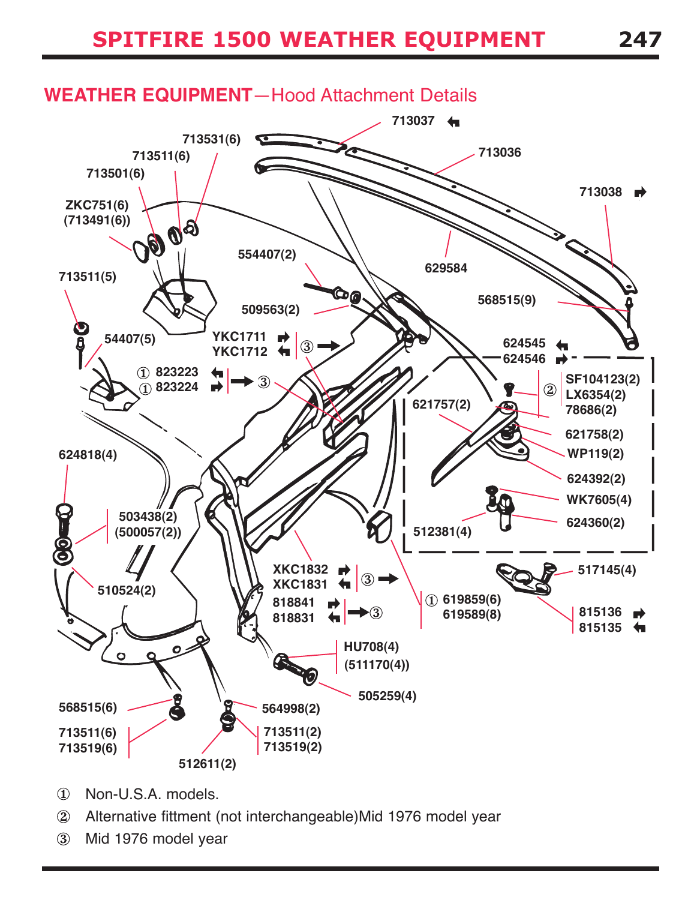## WEATHER EQUIPMENT—Hood Attachment Details

713037
713036
713038
713531(6)
713511(6)
713501(6)
ZKC751(6)
(713491(6))
554407(2)
629584
713511(5)
568515(9)
509563(2)
54407(5)
YKC1711
YKC1712 ③
624545
624546
① 823223
① 823224 ③
② SF104123(2)
LX6354(2)
78686(2)
621757(2)
621758(2)
WP119(2)
624818(4)
624392(2)
WK7605(4)
503438(2)
(500057(2))
512381(4)
624360(2)
XKC1832
XKC1831 ③
517145(4)
510524(2)
818841
818831 ③
① 619859(6)
619589(8)
815136
815135
HU708(4)
(511170(4))
505259(4)
568515(6)
564998(2)
713511(6)
713519(6)
713511(2)
713519(2)
512611(2)

① Non-U.S.A. models.

② Alternative fittment (not interchangeable)Mid 1976 model year

③ Mid 1976 model year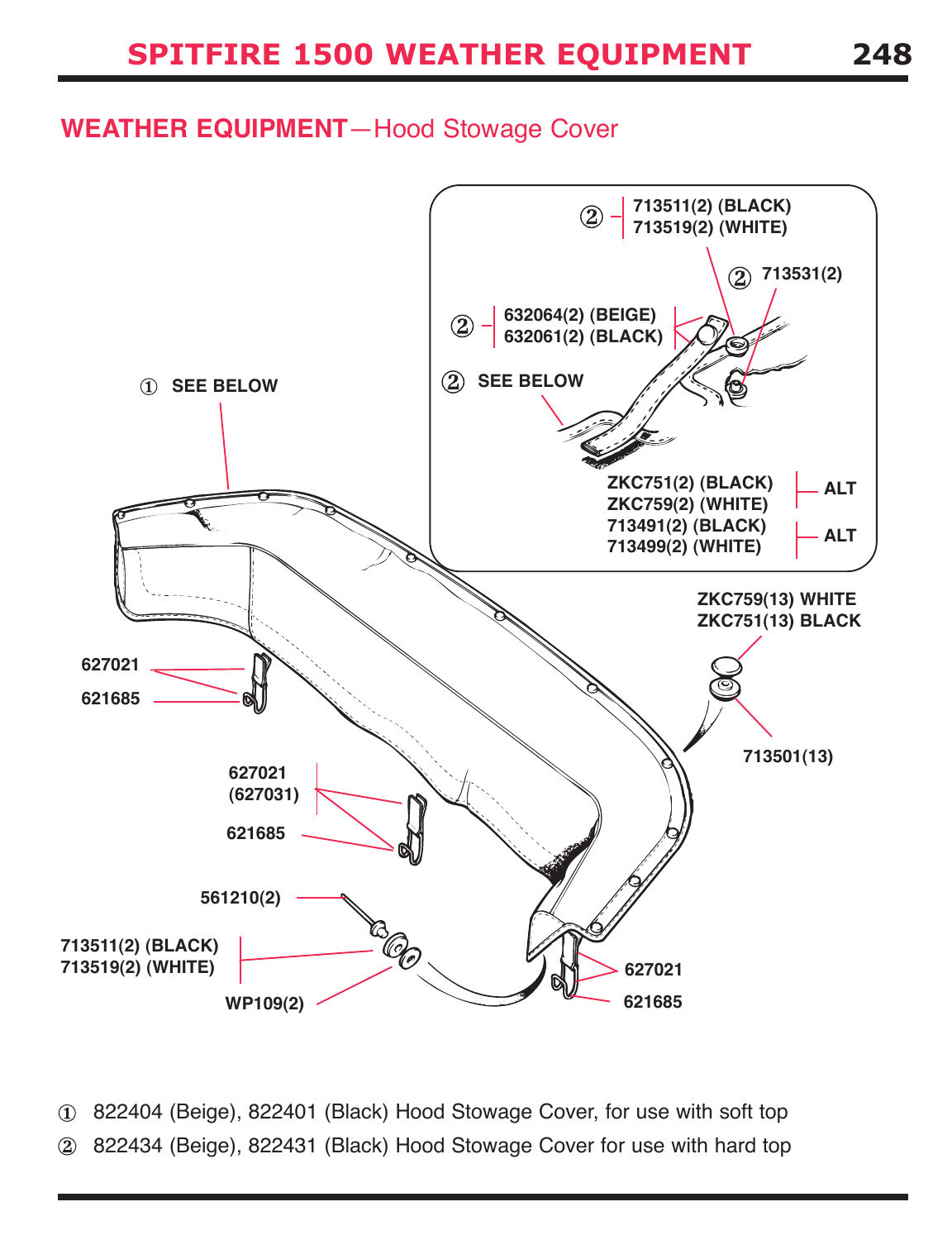# SPITFIRE 1500 WEATHER EQUIPMENT

## WEATHER EQUIPMENT—Hood Stowage Cover

② 713511(2) (BLACK)
713519(2) (WHITE)

② 713531(2)

② 632064(2) (BEIGE)
632061(2) (BLACK)

① SEE BELOW

② SEE BELOW

ZKC751(2) (BLACK)
ZKC759(2) (WHITE) — ALT
713491(2) (BLACK)
713499(2) (WHITE) — ALT

ZKC759(13) WHITE
ZKC751(13) BLACK

713501(13)

627021
621685

627021
(627031)
621685

561210(2)

713511(2) (BLACK)
713519(2) (WHITE)

WP109(2)

627021
621685

① 822404 (Beige), 822401 (Black) Hood Stowage Cover, for use with soft top

② 822434 (Beige), 822431 (Black) Hood Stowage Cover for use with hard top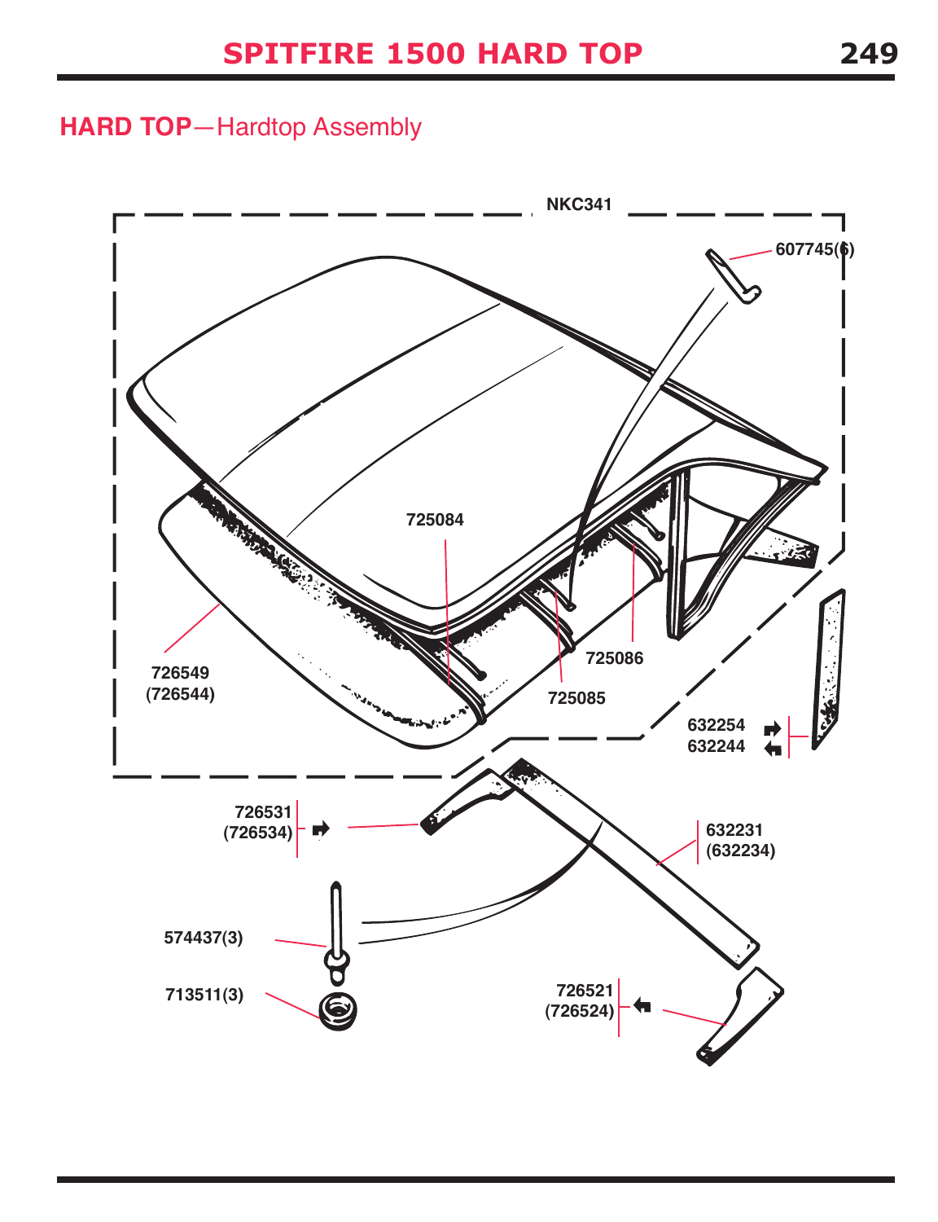## HARD TOP—Hardtop Assembly

NKC341

607745(6)

725084

725086

725085

726549
(726544)

632254
632244

726531
(726534)

632231
(632234)

574437(3)

713511(3)

726521
(726524)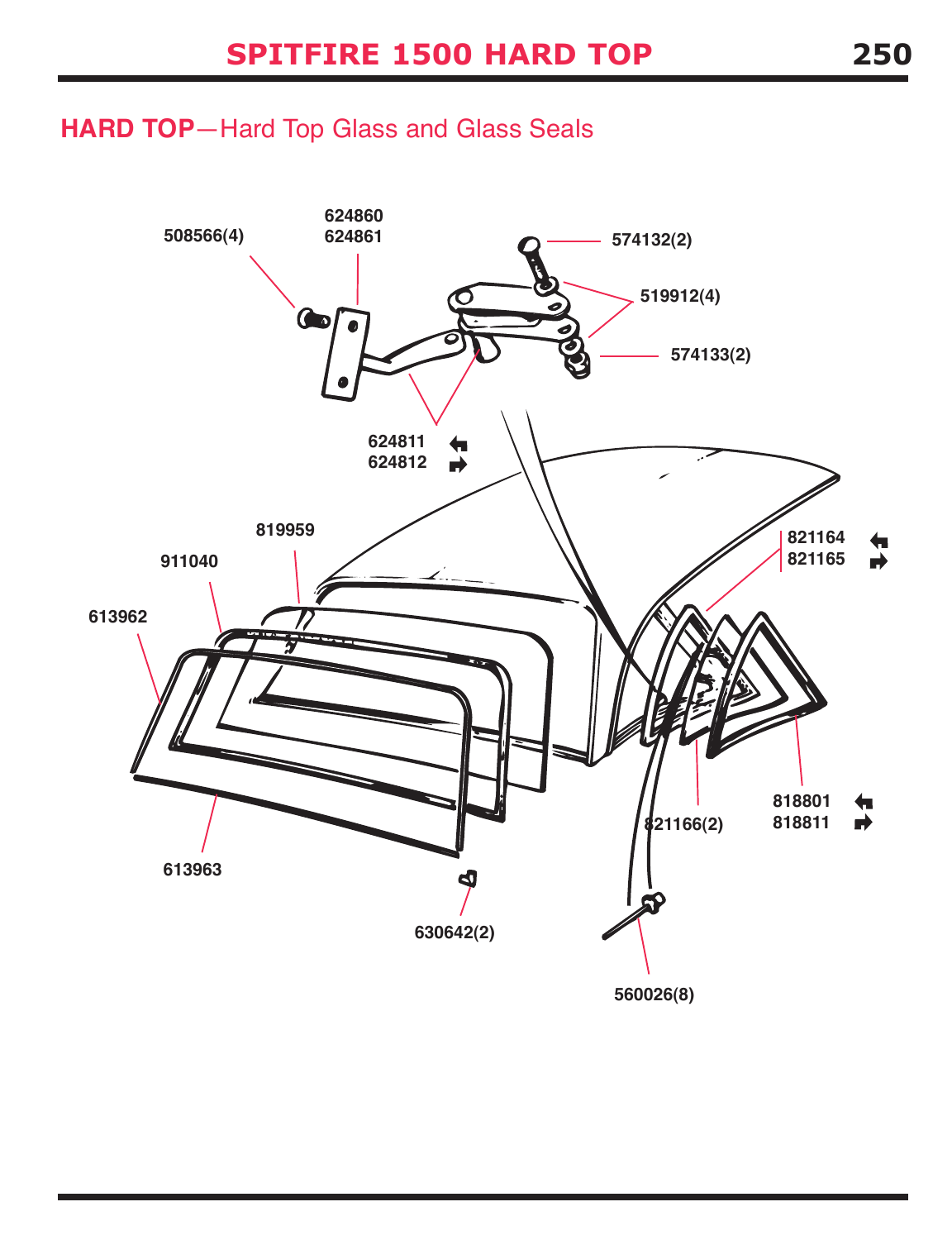## HARD TOP—Hard Top Glass and Glass Seals

508566(4)

624860
624861

574132(2)

519912(4)

574133(2)

624811
624812

819959

911040

613962

821164
821165

818801
818811

821166(2)

613963

630642(2)

560026(8)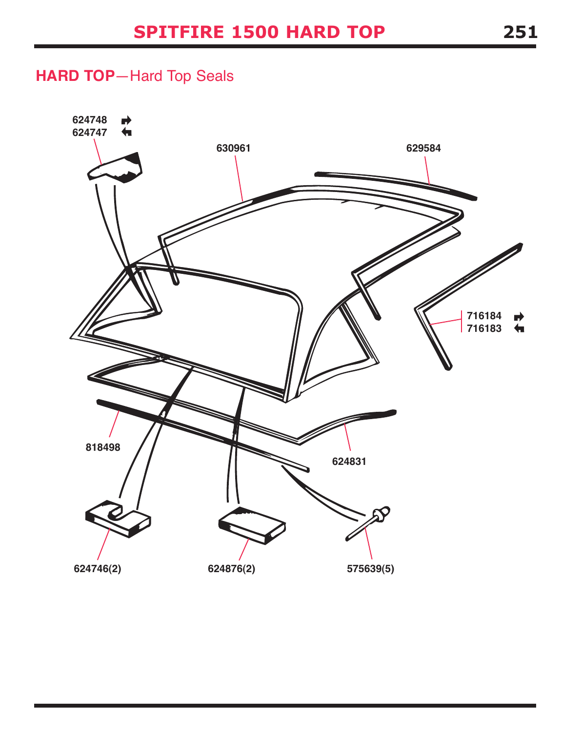## HARD TOP—Hard Top Seals

624748 ➡
624747 ⬅

630961

629584

716184 ➡
716183 ⬅

818498

624831

624746(2)

624876(2)

575639(5)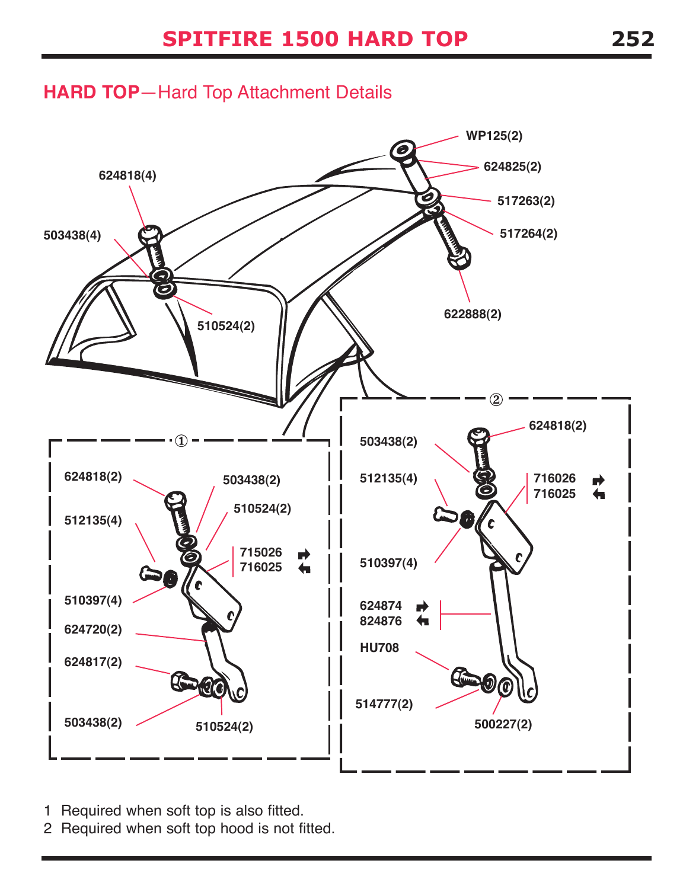# SPITFIRE 1500 HARD TOP

## HARD TOP—Hard Top Attachment Details

WP125(2)

624825(2)

517263(2)

517264(2)

622888(2)

624818(4)

503438(4)

510524(2)

①

624818(2)

503438(2)

510524(2)

512135(4)

715026 ➡
716025 ⬅

510397(4)

624720(2)

624817(2)

503438(2)

510524(2)

②

624818(2)

503438(2)

512135(4)

716026 ➡
716025 ⬅

510397(4)

624874 ➡
824876 ⬅

HU708

514777(2)

500227(2)

1 Required when soft top is also fitted.
2 Required when soft top hood is not fitted.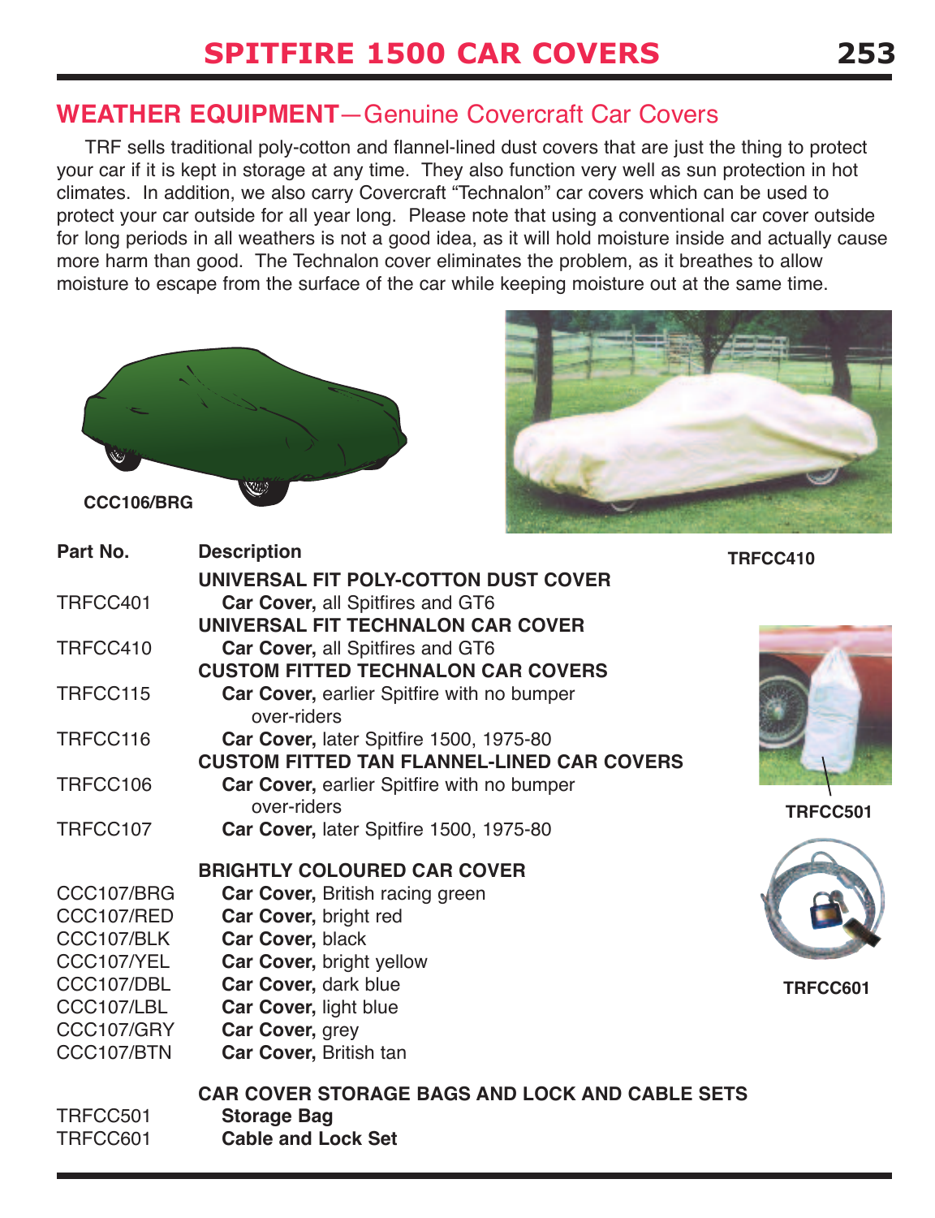# SPITFIRE 1500 CAR COVERS

## WEATHER EQUIPMENT—Genuine Covercraft Car Covers

TRF sells traditional poly-cotton and flannel-lined dust covers that are just the thing to protect your car if it is kept in storage at any time. They also function very well as sun protection in hot climates. In addition, we also carry Covercraft "Technalon" car covers which can be used to protect your car outside for all year long. Please note that using a conventional car cover outside for long periods in all weathers is not a good idea, as it will hold moisture inside and actually cause more harm than good. The Technalon cover eliminates the problem, as it breathes to allow moisture to escape from the surface of the car while keeping moisture out at the same time.

CCC106/BRG

TRFCC410

TRFCC501

TRFCC601

| Part No. | Description |
|---|---|
| | **UNIVERSAL FIT POLY-COTTON DUST COVER** |
| TRFCC401 | **Car Cover,** all Spitfires and GT6 |
| | **UNIVERSAL FIT TECHNALON CAR COVER** |
| TRFCC410 | **Car Cover,** all Spitfires and GT6 |
| | **CUSTOM FITTED TECHNALON CAR COVERS** |
| TRFCC115 | **Car Cover,** earlier Spitfire with no bumper over-riders |
| TRFCC116 | **Car Cover,** later Spitfire 1500, 1975-80 |
| | **CUSTOM FITTED TAN FLANNEL-LINED CAR COVERS** |
| TRFCC106 | **Car Cover,** earlier Spitfire with no bumper over-riders |
| TRFCC107 | **Car Cover,** later Spitfire 1500, 1975-80 |
| | **BRIGHTLY COLOURED CAR COVER** |
| CCC107/BRG | **Car Cover,** British racing green |
| CCC107/RED | **Car Cover,** bright red |
| CCC107/BLK | **Car Cover,** black |
| CCC107/YEL | **Car Cover,** bright yellow |
| CCC107/DBL | **Car Cover,** dark blue |
| CCC107/LBL | **Car Cover,** light blue |
| CCC107/GRY | **Car Cover,** grey |
| CCC107/BTN | **Car Cover,** British tan |
| | **CAR COVER STORAGE BAGS AND LOCK AND CABLE SETS** |
| TRFCC501 | **Storage Bag** |
| TRFCC601 | **Cable and Lock Set** |